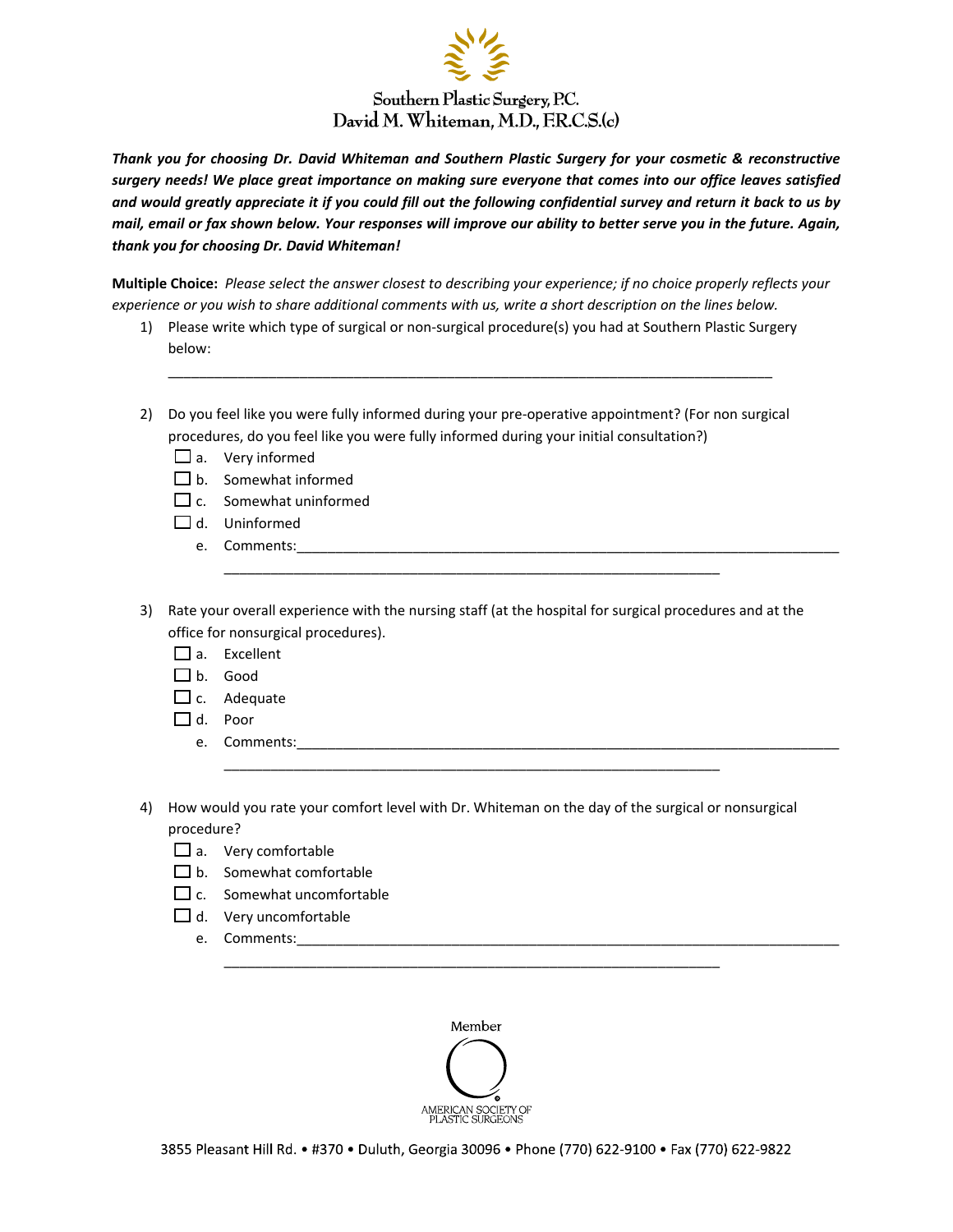# Southern Plastic Surgery, P.C.

## David M. Whiteman, M.D., F.R.C.S.(c)

***Thank you for choosing Dr. David Whiteman and Southern Plastic Surgery for your cosmetic & reconstructive surgery needs! We place great importance on making sure everyone that comes into our office leaves satisfied and would greatly appreciate it if you could fill out the following confidential survey and return it back to us by mail, email or fax shown below. Your responses will improve our ability to better serve you in the future. Again, thank you for choosing Dr. David Whiteman!***

**Multiple Choice:** *Please select the answer closest to describing your experience; if no choice properly reflects your experience or you wish to share additional comments with us, write a short description on the lines below.*

1) Please write which type of surgical or non-surgical procedure(s) you had at Southern Plastic Surgery below:

   ______________________________________________________________________________

2) Do you feel like you were fully informed during your pre-operative appointment? (For non surgical procedures, do you feel like you were fully informed during your initial consultation?)
   - ☐ a. Very informed
   - ☐ b. Somewhat informed
   - ☐ c. Somewhat uninformed
   - ☐ d. Uninformed
   - e. Comments:______________________________________________________________________

     ________________________________________________________________

3) Rate your overall experience with the nursing staff (at the hospital for surgical procedures and at the office for nonsurgical procedures).
   - ☐ a. Excellent
   - ☐ b. Good
   - ☐ c. Adequate
   - ☐ d. Poor
   - e. Comments:______________________________________________________________________

     ________________________________________________________________

4) How would you rate your comfort level with Dr. Whiteman on the day of the surgical or nonsurgical procedure?
   - ☐ a. Very comfortable
   - ☐ b. Somewhat comfortable
   - ☐ c. Somewhat uncomfortable
   - ☐ d. Very uncomfortable
   - e. Comments:______________________________________________________________________

     ________________________________________________________________

Member

AMERICAN SOCIETY OF PLASTIC SURGEONS

3855 Pleasant Hill Rd. • #370 • Duluth, Georgia 30096 • Phone (770) 622-9100 • Fax (770) 622-9822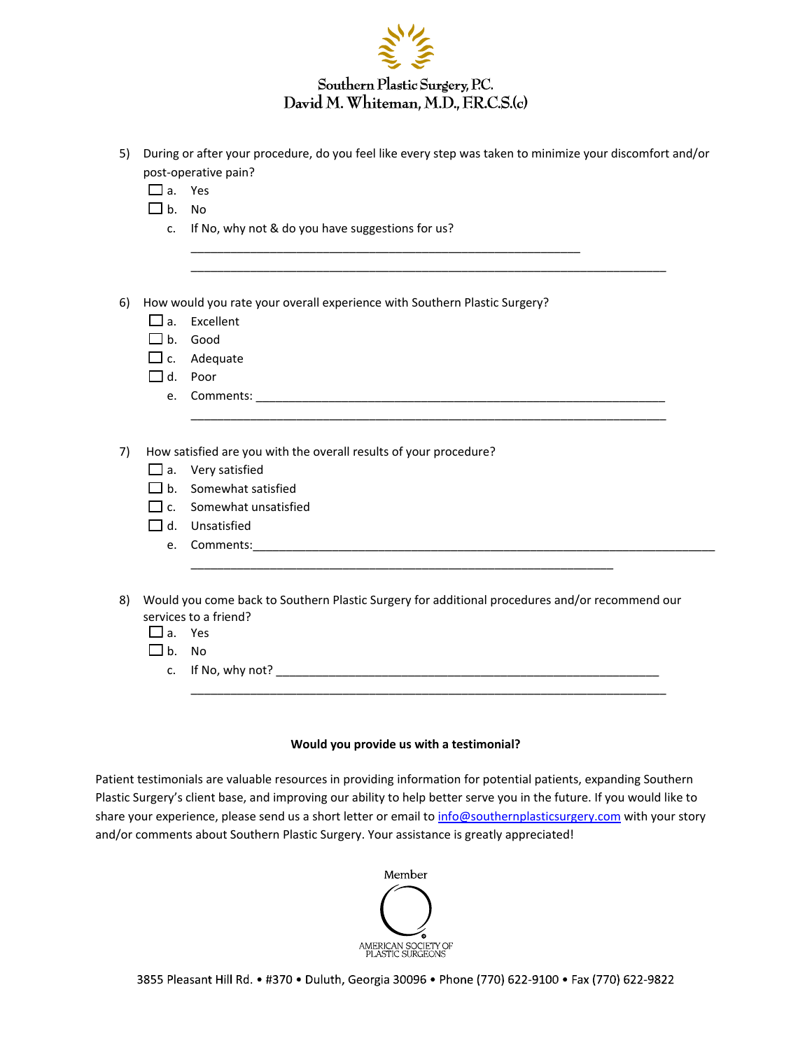Southern Plastic Surgery, P.C.
David M. Whiteman, M.D., F.R.C.S.(c)

5) During or after your procedure, do you feel like every step was taken to minimize your discomfort and/or post-operative pain?

   ☐ a. Yes
   ☐ b. No
   c. If No, why not & do you have suggestions for us?

   ____________________________________________________________

   __________________________________________________________________________

6) How would you rate your overall experience with Southern Plastic Surgery?

   ☐ a. Excellent
   ☐ b. Good
   ☐ c. Adequate
   ☐ d. Poor
   e. Comments: ______________________________________________________________

   __________________________________________________________________________

7) How satisfied are you with the overall results of your procedure?

   ☐ a. Very satisfied
   ☐ b. Somewhat satisfied
   ☐ c. Somewhat unsatisfied
   ☐ d. Unsatisfied
   e. Comments:________________________________________________________________________

   __________________________________________________________________

8) Would you come back to Southern Plastic Surgery for additional procedures and/or recommend our services to a friend?

   ☐ a. Yes
   ☐ b. No
   c. If No, why not? ___________________________________________________________

   __________________________________________________________________________

**Would you provide us with a testimonial?**

Patient testimonials are valuable resources in providing information for potential patients, expanding Southern Plastic Surgery's client base, and improving our ability to help better serve you in the future. If you would like to share your experience, please send us a short letter or email to info@southernplasticsurgery.com with your story and/or comments about Southern Plastic Surgery. Your assistance is greatly appreciated!

Member

AMERICAN SOCIETY OF PLASTIC SURGEONS

3855 Pleasant Hill Rd. • #370 • Duluth, Georgia 30096 • Phone (770) 622-9100 • Fax (770) 622-9822